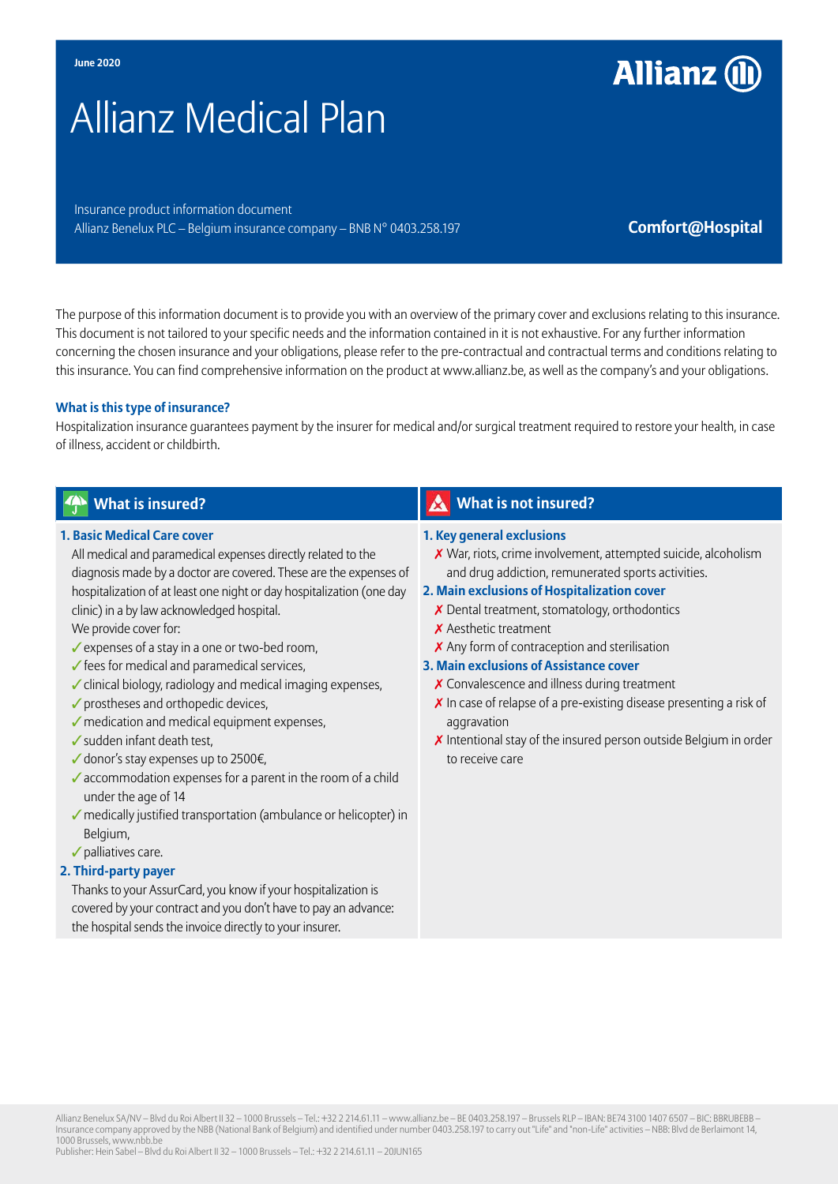June 2020

# Allianz Medical Plan

Insurance product information document
Allianz Benelux PLC – Belgium insurance company – BNB N° 0403.258.197

**Comfort@Hospital**

The purpose of this information document is to provide you with an overview of the primary cover and exclusions relating to this insurance. This document is not tailored to your specific needs and the information contained in it is not exhaustive. For any further information concerning the chosen insurance and your obligations, please refer to the pre-contractual and contractual terms and conditions relating to this insurance. You can find comprehensive information on the product at www.allianz.be, as well as the company's and your obligations.

### What is this type of insurance?

Hospitalization insurance guarantees payment by the insurer for medical and/or surgical treatment required to restore your health, in case of illness, accident or childbirth.

## What is insured?

### 1. Basic Medical Care cover

All medical and paramedical expenses directly related to the diagnosis made by a doctor are covered. These are the expenses of hospitalization of at least one night or day hospitalization (one day clinic) in a by law acknowledged hospital.

We provide cover for:

- ✓ expenses of a stay in a one or two-bed room,
- ✓ fees for medical and paramedical services,
- ✓ clinical biology, radiology and medical imaging expenses,
- ✓ prostheses and orthopedic devices,
- ✓ medication and medical equipment expenses,
- ✓ sudden infant death test,
- ✓ donor's stay expenses up to 2500€,
- ✓ accommodation expenses for a parent in the room of a child under the age of 14
- ✓ medically justified transportation (ambulance or helicopter) in Belgium,
- ✓ palliatives care.

### 2. Third-party payer

Thanks to your AssurCard, you know if your hospitalization is covered by your contract and you don't have to pay an advance: the hospital sends the invoice directly to your insurer.

## What is not insured?

### 1. Key general exclusions

- ✗ War, riots, crime involvement, attempted suicide, alcoholism and drug addiction, remunerated sports activities.

### 2. Main exclusions of Hospitalization cover

- ✗ Dental treatment, stomatology, orthodontics
- ✗ Aesthetic treatment
- ✗ Any form of contraception and sterilisation

### 3. Main exclusions of Assistance cover

- ✗ Convalescence and illness during treatment
- ✗ In case of relapse of a pre-existing disease presenting a risk of aggravation
- ✗ Intentional stay of the insured person outside Belgium in order to receive care

Allianz Benelux SA/NV – Blvd du Roi Albert II 32 – 1000 Brussels – Tel.: +32 2 214.61.11 – www.allianz.be – BE 0403.258.197 – Brussels RLP – IBAN: BE74 3100 1407 6507 – BIC: BBRUBEBB – Insurance company approved by the NBB (National Bank of Belgium) and identified under number 0403.258.197 to carry out "Life" and "non-Life" activities – NBB: Blvd de Berlaimont 14, 1000 Brussels, www.nbb.be
Publisher: Hein Sabel – Blvd du Roi Albert II 32 – 1000 Brussels – Tel.: +32 2 214.61.11 – 20JUN165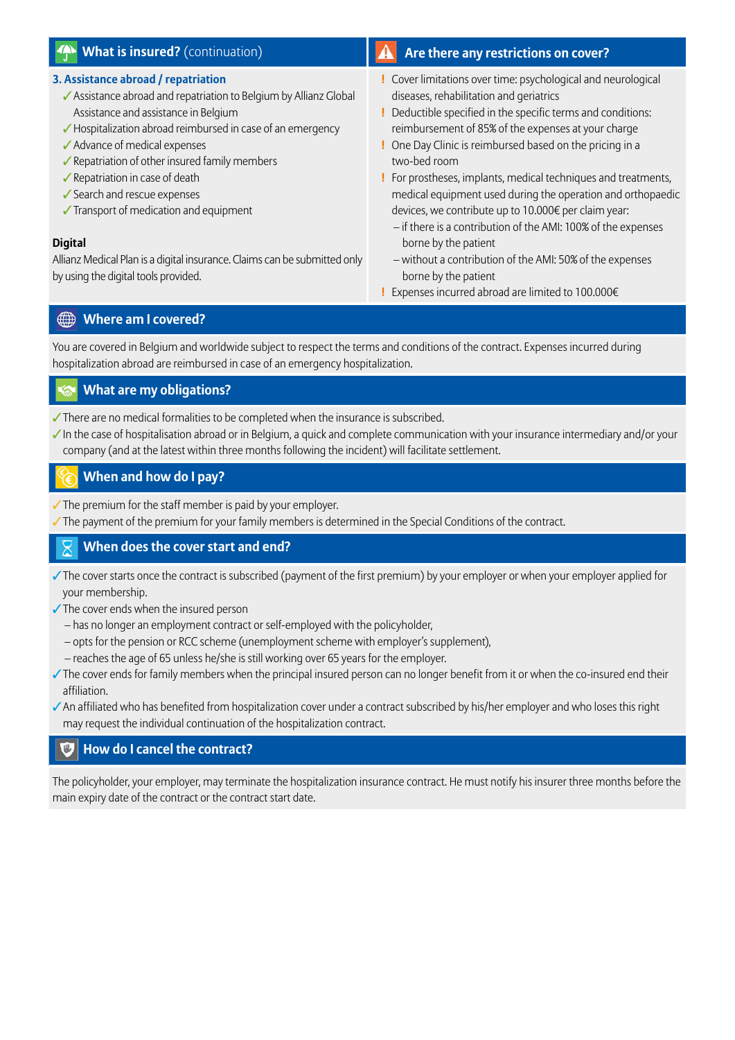## What is insured? (continuation)

### 3. Assistance abroad / repatriation

- ✓ Assistance abroad and repatriation to Belgium by Allianz Global Assistance and assistance in Belgium
- ✓ Hospitalization abroad reimbursed in case of an emergency
- ✓ Advance of medical expenses
- ✓ Repatriation of other insured family members
- ✓ Repatriation in case of death
- ✓ Search and rescue expenses
- ✓ Transport of medication and equipment

**Digital**

Allianz Medical Plan is a digital insurance. Claims can be submitted only by using the digital tools provided.

## Are there any restrictions on cover?

- ! Cover limitations over time: psychological and neurological diseases, rehabilitation and geriatrics
- ! Deductible specified in the specific terms and conditions: reimbursement of 85% of the expenses at your charge
- ! One Day Clinic is reimbursed based on the pricing in a two-bed room
- ! For prostheses, implants, medical techniques and treatments, medical equipment used during the operation and orthopaedic devices, we contribute up to 10.000€ per claim year:
  - if there is a contribution of the AMI: 100% of the expenses borne by the patient
  - without a contribution of the AMI: 50% of the expenses borne by the patient
- ! Expenses incurred abroad are limited to 100.000€

## Where am I covered?

You are covered in Belgium and worldwide subject to respect the terms and conditions of the contract. Expenses incurred during hospitalization abroad are reimbursed in case of an emergency hospitalization.

## What are my obligations?

- ✓ There are no medical formalities to be completed when the insurance is subscribed.
- ✓ In the case of hospitalisation abroad or in Belgium, a quick and complete communication with your insurance intermediary and/or your company (and at the latest within three months following the incident) will facilitate settlement.

## When and how do I pay?

- ✓ The premium for the staff member is paid by your employer.
- ✓ The payment of the premium for your family members is determined in the Special Conditions of the contract.

## When does the cover start and end?

- ✓ The cover starts once the contract is subscribed (payment of the first premium) by your employer or when your employer applied for your membership.
- ✓ The cover ends when the insured person
  - has no longer an employment contract or self-employed with the policyholder,
  - opts for the pension or RCC scheme (unemployment scheme with employer's supplement),
  - reaches the age of 65 unless he/she is still working over 65 years for the employer.
- ✓ The cover ends for family members when the principal insured person can no longer benefit from it or when the co-insured end their affiliation.
- ✓ An affiliated who has benefited from hospitalization cover under a contract subscribed by his/her employer and who loses this right may request the individual continuation of the hospitalization contract.

## How do I cancel the contract?

The policyholder, your employer, may terminate the hospitalization insurance contract. He must notify his insurer three months before the main expiry date of the contract or the contract start date.